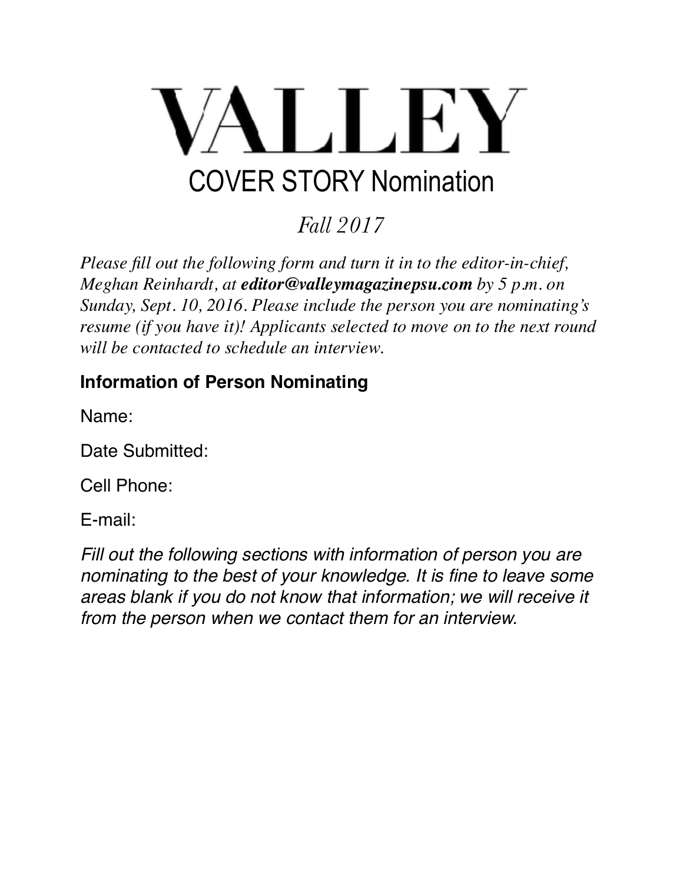# VALLEY

## COVER STORY Nomination

*Fall 2017*

*Please fill out the following form and turn it in to the editor-in-chief, Meghan Reinhardt, at* ***editor@valleymagazinepsu.com*** *by 5 p.m. on Sunday, Sept. 10, 2016. Please include the person you are nominating's resume (if you have it)! Applicants selected to move on to the next round will be contacted to schedule an interview.*

**Information of Person Nominating**

Name:

Date Submitted:

Cell Phone:

E-mail:

*Fill out the following sections with information of person you are nominating to the best of your knowledge. It is fine to leave some areas blank if you do not know that information; we will receive it from the person when we contact them for an interview.*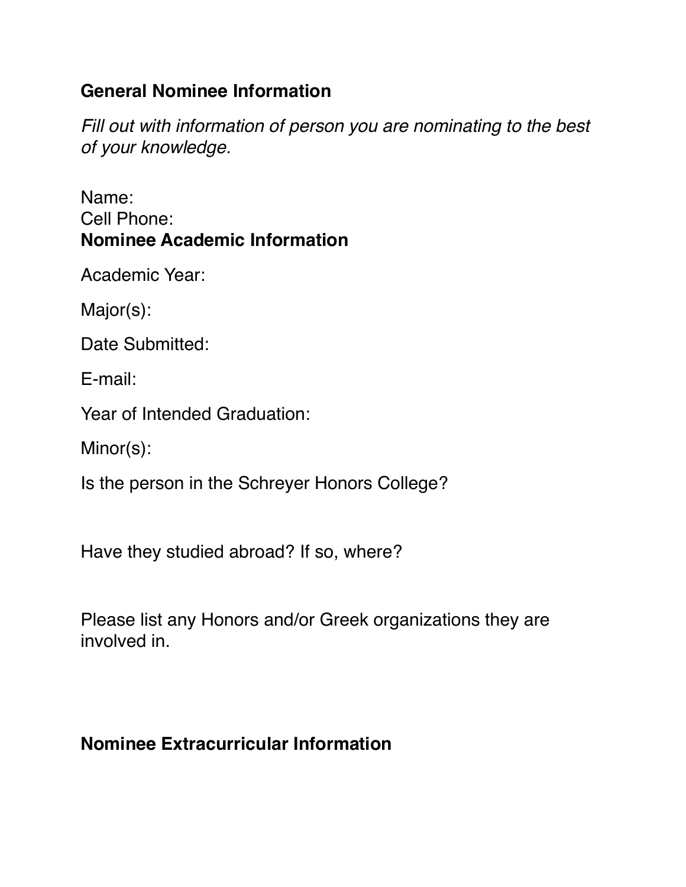**General Nominee Information**

*Fill out with information of person you are nominating to the best of your knowledge.*

Name:
Cell Phone:

**Nominee Academic Information**

Academic Year:

Major(s):

Date Submitted:

E-mail:

Year of Intended Graduation:

Minor(s):

Is the person in the Schreyer Honors College?

Have they studied abroad? If so, where?

Please list any Honors and/or Greek organizations they are involved in.

**Nominee Extracurricular Information**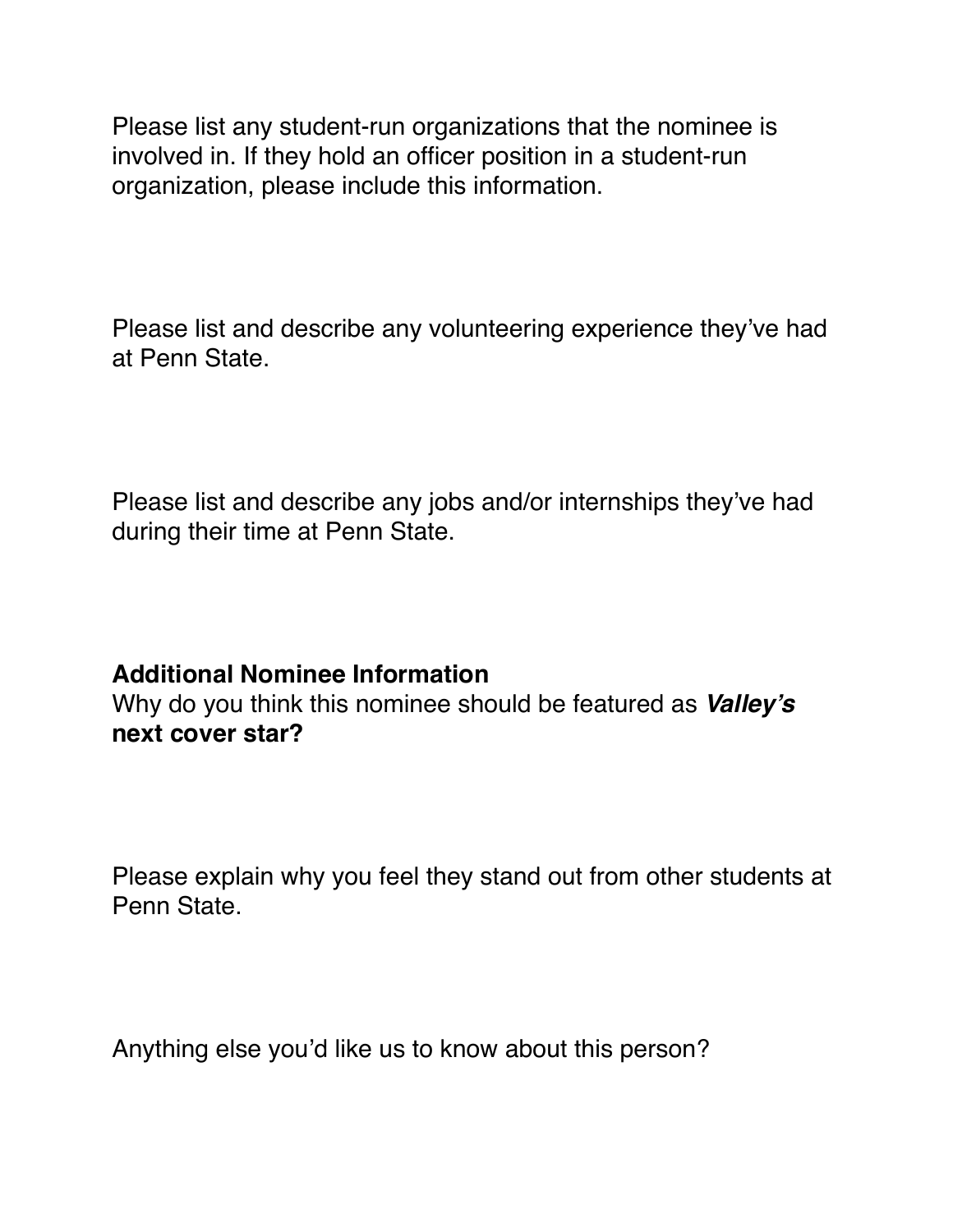Please list any student-run organizations that the nominee is involved in. If they hold an officer position in a student-run organization, please include this information.

Please list and describe any volunteering experience they've had at Penn State.

Please list and describe any jobs and/or internships they've had during their time at Penn State.

**Additional Nominee Information**

Why do you think this nominee should be featured as ***Valley's*** **next cover star?**

Please explain why you feel they stand out from other students at Penn State.

Anything else you'd like us to know about this person?